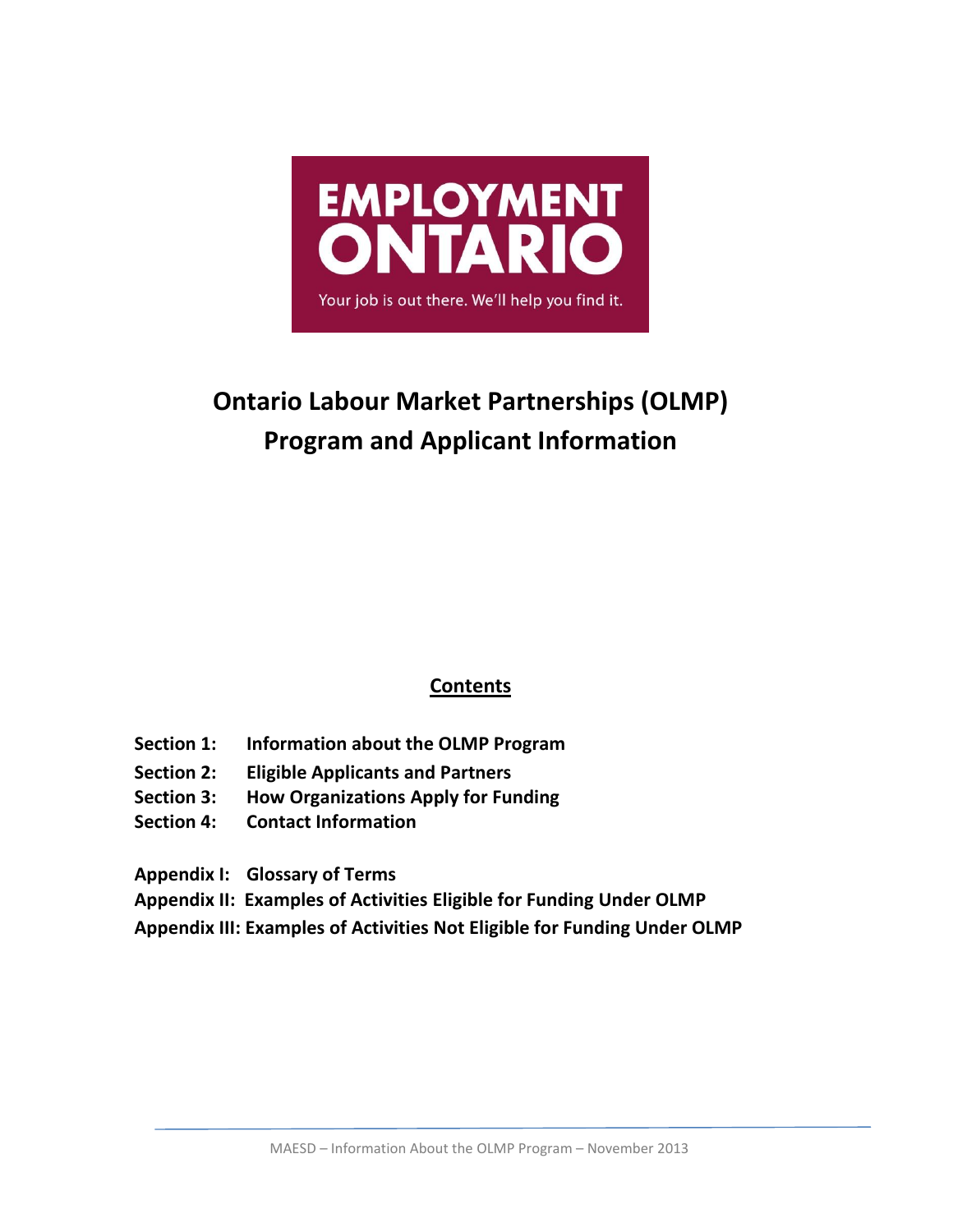EMPLOYMENT ONTARIO

Your job is out there. We'll help you find it.

# Ontario Labour Market Partnerships (OLMP) Program and Applicant Information

## Contents

**Section 1:** **Information about the OLMP Program**
**Section 2:** **Eligible Applicants and Partners**
**Section 3:** **How Organizations Apply for Funding**
**Section 4:** **Contact Information**

**Appendix I:** **Glossary of Terms**
**Appendix II:** **Examples of Activities Eligible for Funding Under OLMP**
**Appendix III:** **Examples of Activities Not Eligible for Funding Under OLMP**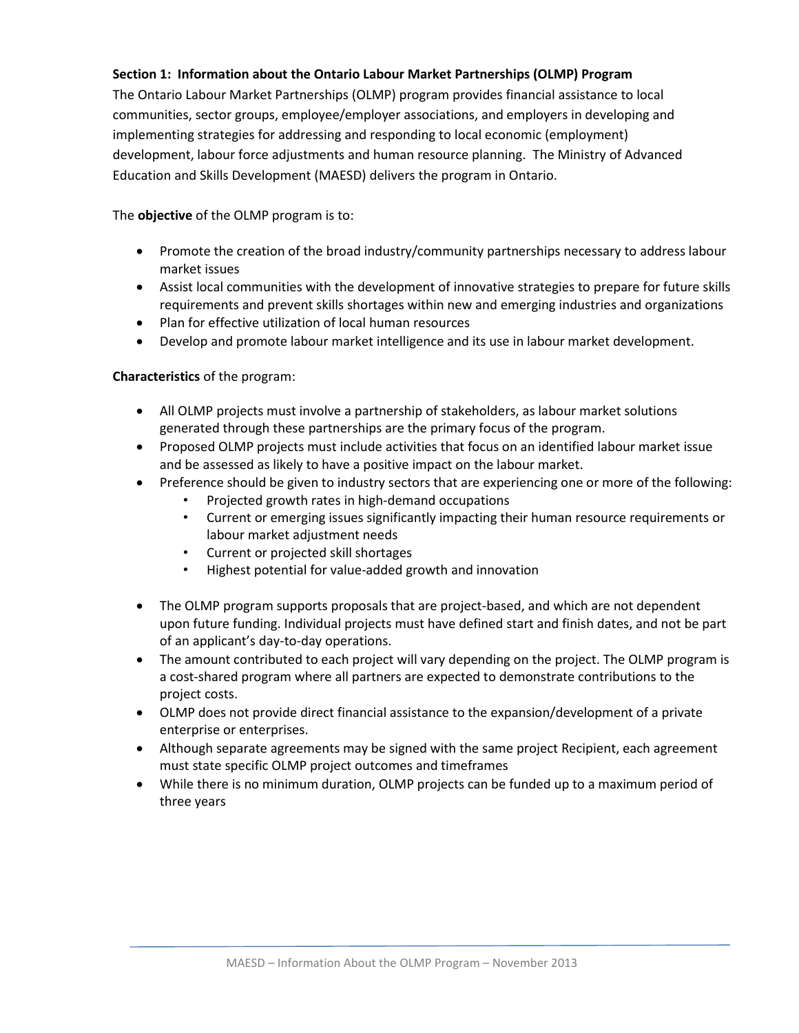**Section 1: Information about the Ontario Labour Market Partnerships (OLMP) Program**

The Ontario Labour Market Partnerships (OLMP) program provides financial assistance to local communities, sector groups, employee/employer associations, and employers in developing and implementing strategies for addressing and responding to local economic (employment) development, labour force adjustments and human resource planning. The Ministry of Advanced Education and Skills Development (MAESD) delivers the program in Ontario.

The **objective** of the OLMP program is to:

- Promote the creation of the broad industry/community partnerships necessary to address labour market issues
- Assist local communities with the development of innovative strategies to prepare for future skills requirements and prevent skills shortages within new and emerging industries and organizations
- Plan for effective utilization of local human resources
- Develop and promote labour market intelligence and its use in labour market development.

**Characteristics** of the program:

- All OLMP projects must involve a partnership of stakeholders, as labour market solutions generated through these partnerships are the primary focus of the program.
- Proposed OLMP projects must include activities that focus on an identified labour market issue and be assessed as likely to have a positive impact on the labour market.
- Preference should be given to industry sectors that are experiencing one or more of the following:
  - Projected growth rates in high-demand occupations
  - Current or emerging issues significantly impacting their human resource requirements or labour market adjustment needs
  - Current or projected skill shortages
  - Highest potential for value-added growth and innovation
- The OLMP program supports proposals that are project-based, and which are not dependent upon future funding. Individual projects must have defined start and finish dates, and not be part of an applicant's day-to-day operations.
- The amount contributed to each project will vary depending on the project. The OLMP program is a cost-shared program where all partners are expected to demonstrate contributions to the project costs.
- OLMP does not provide direct financial assistance to the expansion/development of a private enterprise or enterprises.
- Although separate agreements may be signed with the same project Recipient, each agreement must state specific OLMP project outcomes and timeframes
- While there is no minimum duration, OLMP projects can be funded up to a maximum period of three years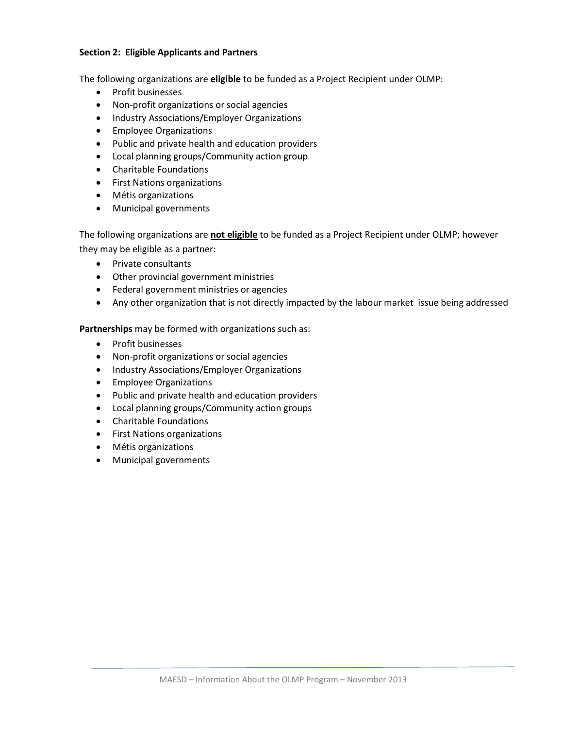**Section 2: Eligible Applicants and Partners**

The following organizations are **eligible** to be funded as a Project Recipient under OLMP:

- Profit businesses
- Non-profit organizations or social agencies
- Industry Associations/Employer Organizations
- Employee Organizations
- Public and private health and education providers
- Local planning groups/Community action group
- Charitable Foundations
- First Nations organizations
- Métis organizations
- Municipal governments

The following organizations are **not eligible** to be funded as a Project Recipient under OLMP; however they may be eligible as a partner:

- Private consultants
- Other provincial government ministries
- Federal government ministries or agencies
- Any other organization that is not directly impacted by the labour market issue being addressed

**Partnerships** may be formed with organizations such as:

- Profit businesses
- Non-profit organizations or social agencies
- Industry Associations/Employer Organizations
- Employee Organizations
- Public and private health and education providers
- Local planning groups/Community action groups
- Charitable Foundations
- First Nations organizations
- Métis organizations
- Municipal governments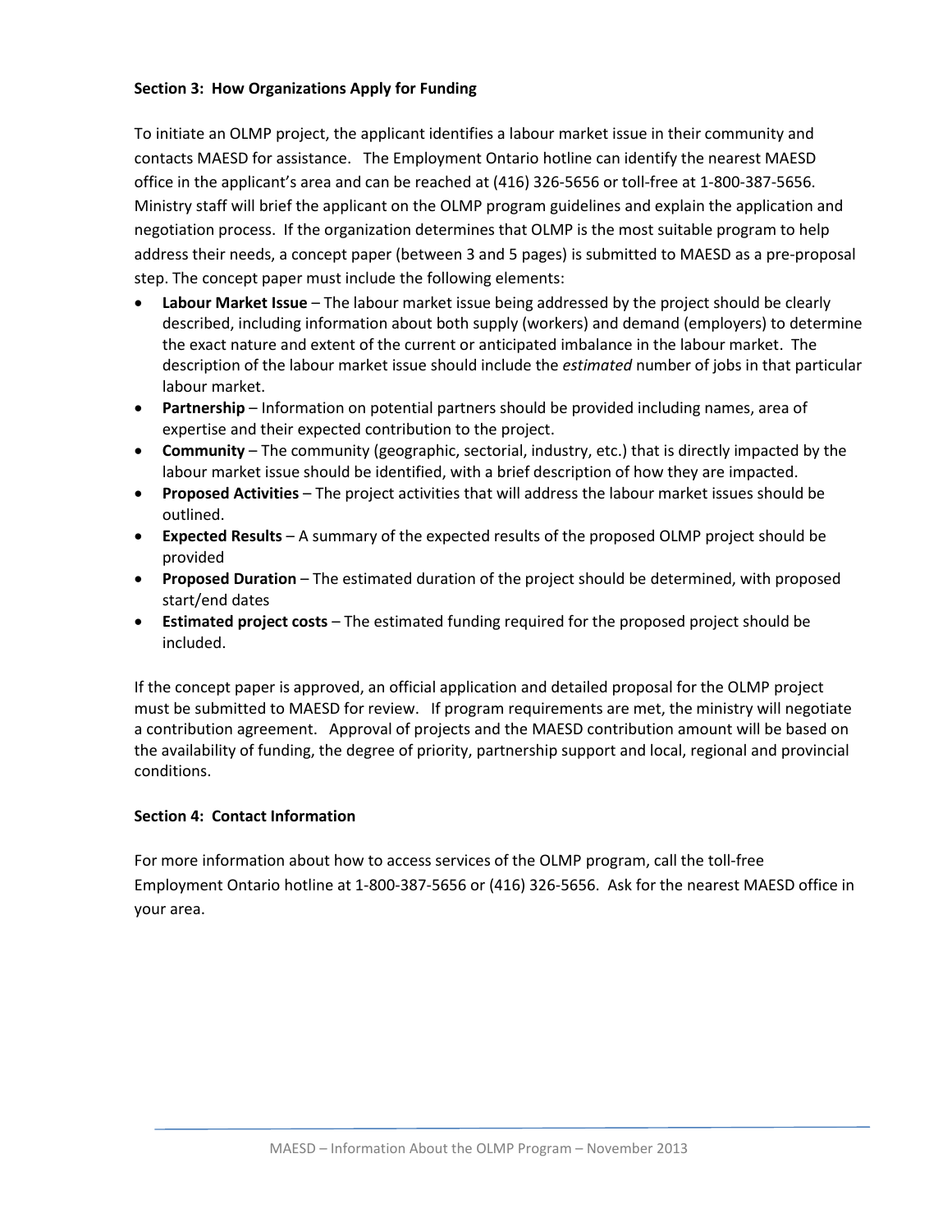### Section 3: How Organizations Apply for Funding

To initiate an OLMP project, the applicant identifies a labour market issue in their community and contacts MAESD for assistance. The Employment Ontario hotline can identify the nearest MAESD office in the applicant's area and can be reached at (416) 326-5656 or toll-free at 1-800-387-5656. Ministry staff will brief the applicant on the OLMP program guidelines and explain the application and negotiation process. If the organization determines that OLMP is the most suitable program to help address their needs, a concept paper (between 3 and 5 pages) is submitted to MAESD as a pre-proposal step. The concept paper must include the following elements:

- **Labour Market Issue** – The labour market issue being addressed by the project should be clearly described, including information about both supply (workers) and demand (employers) to determine the exact nature and extent of the current or anticipated imbalance in the labour market. The description of the labour market issue should include the *estimated* number of jobs in that particular labour market.
- **Partnership** – Information on potential partners should be provided including names, area of expertise and their expected contribution to the project.
- **Community** – The community (geographic, sectorial, industry, etc.) that is directly impacted by the labour market issue should be identified, with a brief description of how they are impacted.
- **Proposed Activities** – The project activities that will address the labour market issues should be outlined.
- **Expected Results** – A summary of the expected results of the proposed OLMP project should be provided
- **Proposed Duration** – The estimated duration of the project should be determined, with proposed start/end dates
- **Estimated project costs** – The estimated funding required for the proposed project should be included.

If the concept paper is approved, an official application and detailed proposal for the OLMP project must be submitted to MAESD for review. If program requirements are met, the ministry will negotiate a contribution agreement. Approval of projects and the MAESD contribution amount will be based on the availability of funding, the degree of priority, partnership support and local, regional and provincial conditions.

### Section 4: Contact Information

For more information about how to access services of the OLMP program, call the toll-free Employment Ontario hotline at 1-800-387-5656 or (416) 326-5656. Ask for the nearest MAESD office in your area.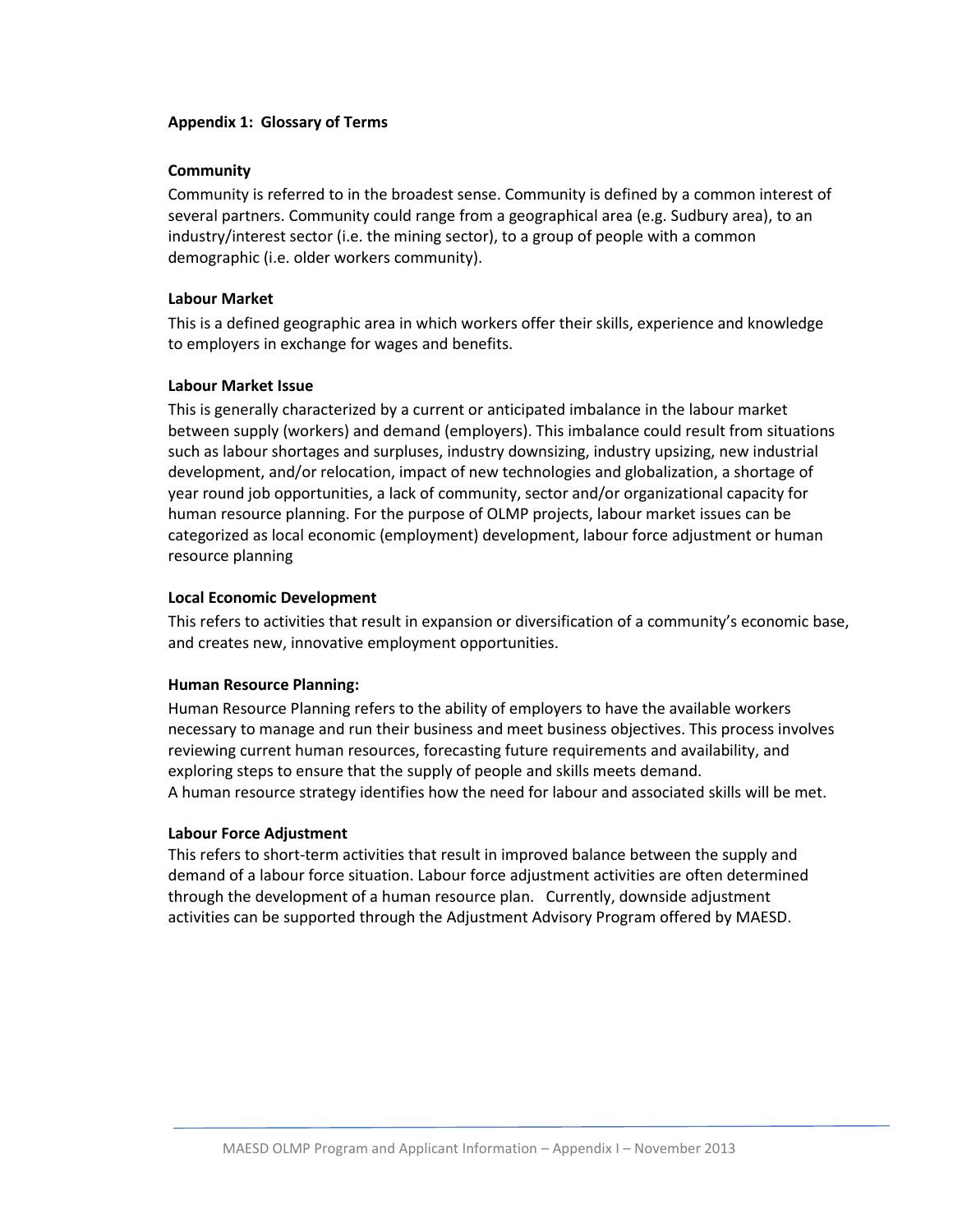## Appendix 1: Glossary of Terms

### Community

Community is referred to in the broadest sense. Community is defined by a common interest of several partners. Community could range from a geographical area (e.g. Sudbury area), to an industry/interest sector (i.e. the mining sector), to a group of people with a common demographic (i.e. older workers community).

### Labour Market

This is a defined geographic area in which workers offer their skills, experience and knowledge to employers in exchange for wages and benefits.

### Labour Market Issue

This is generally characterized by a current or anticipated imbalance in the labour market between supply (workers) and demand (employers). This imbalance could result from situations such as labour shortages and surpluses, industry downsizing, industry upsizing, new industrial development, and/or relocation, impact of new technologies and globalization, a shortage of year round job opportunities, a lack of community, sector and/or organizational capacity for human resource planning. For the purpose of OLMP projects, labour market issues can be categorized as local economic (employment) development, labour force adjustment or human resource planning

### Local Economic Development

This refers to activities that result in expansion or diversification of a community's economic base, and creates new, innovative employment opportunities.

### Human Resource Planning:

Human Resource Planning refers to the ability of employers to have the available workers necessary to manage and run their business and meet business objectives. This process involves reviewing current human resources, forecasting future requirements and availability, and exploring steps to ensure that the supply of people and skills meets demand.
A human resource strategy identifies how the need for labour and associated skills will be met.

### Labour Force Adjustment

This refers to short-term activities that result in improved balance between the supply and demand of a labour force situation. Labour force adjustment activities are often determined through the development of a human resource plan. Currently, downside adjustment activities can be supported through the Adjustment Advisory Program offered by MAESD.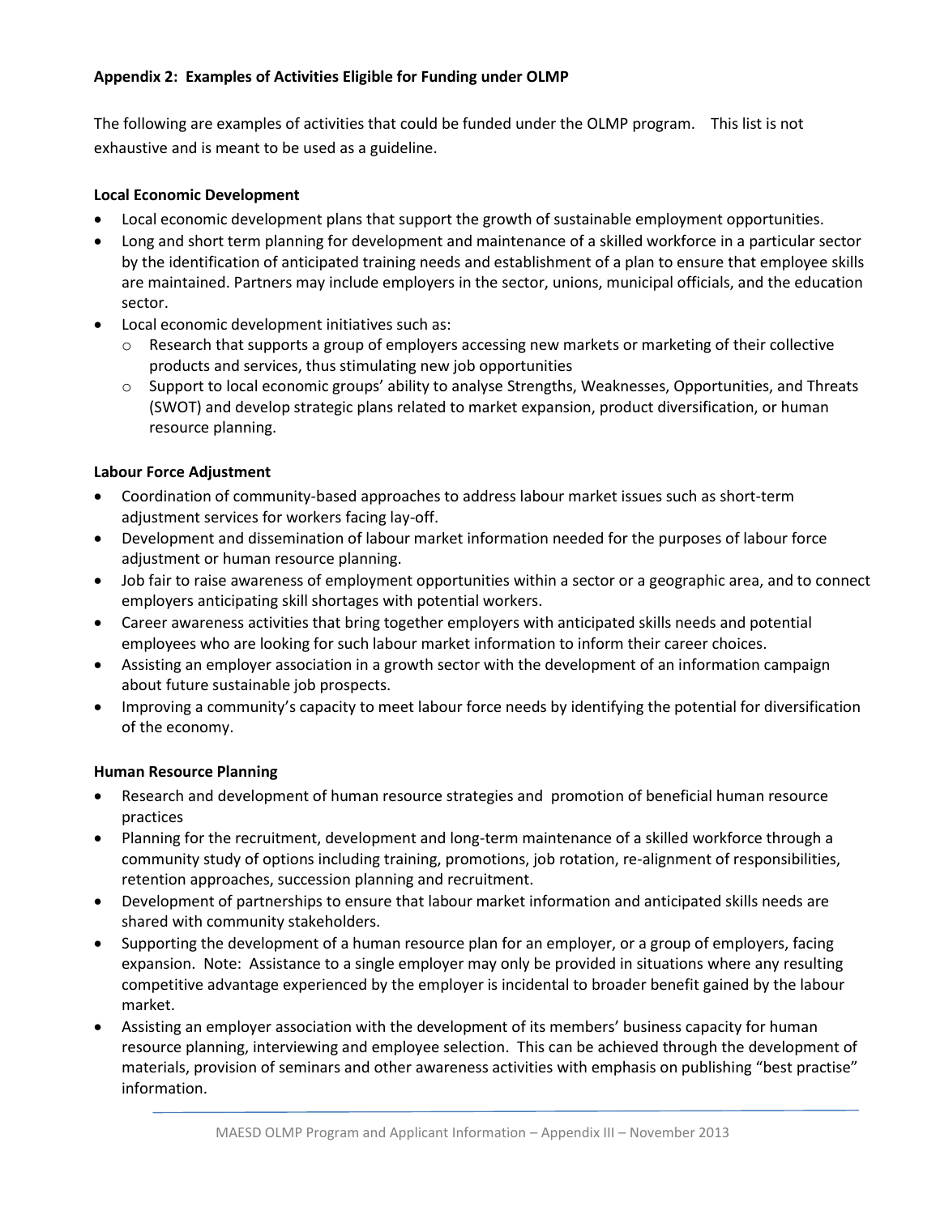### Appendix 2: Examples of Activities Eligible for Funding under OLMP

The following are examples of activities that could be funded under the OLMP program. This list is not exhaustive and is meant to be used as a guideline.

**Local Economic Development**

- Local economic development plans that support the growth of sustainable employment opportunities.
- Long and short term planning for development and maintenance of a skilled workforce in a particular sector by the identification of anticipated training needs and establishment of a plan to ensure that employee skills are maintained. Partners may include employers in the sector, unions, municipal officials, and the education sector.
- Local economic development initiatives such as:
  - Research that supports a group of employers accessing new markets or marketing of their collective products and services, thus stimulating new job opportunities
  - Support to local economic groups' ability to analyse Strengths, Weaknesses, Opportunities, and Threats (SWOT) and develop strategic plans related to market expansion, product diversification, or human resource planning.

**Labour Force Adjustment**

- Coordination of community-based approaches to address labour market issues such as short-term adjustment services for workers facing lay-off.
- Development and dissemination of labour market information needed for the purposes of labour force adjustment or human resource planning.
- Job fair to raise awareness of employment opportunities within a sector or a geographic area, and to connect employers anticipating skill shortages with potential workers.
- Career awareness activities that bring together employers with anticipated skills needs and potential employees who are looking for such labour market information to inform their career choices.
- Assisting an employer association in a growth sector with the development of an information campaign about future sustainable job prospects.
- Improving a community's capacity to meet labour force needs by identifying the potential for diversification of the economy.

**Human Resource Planning**

- Research and development of human resource strategies and promotion of beneficial human resource practices
- Planning for the recruitment, development and long-term maintenance of a skilled workforce through a community study of options including training, promotions, job rotation, re-alignment of responsibilities, retention approaches, succession planning and recruitment.
- Development of partnerships to ensure that labour market information and anticipated skills needs are shared with community stakeholders.
- Supporting the development of a human resource plan for an employer, or a group of employers, facing expansion. Note: Assistance to a single employer may only be provided in situations where any resulting competitive advantage experienced by the employer is incidental to broader benefit gained by the labour market.
- Assisting an employer association with the development of its members' business capacity for human resource planning, interviewing and employee selection. This can be achieved through the development of materials, provision of seminars and other awareness activities with emphasis on publishing "best practise" information.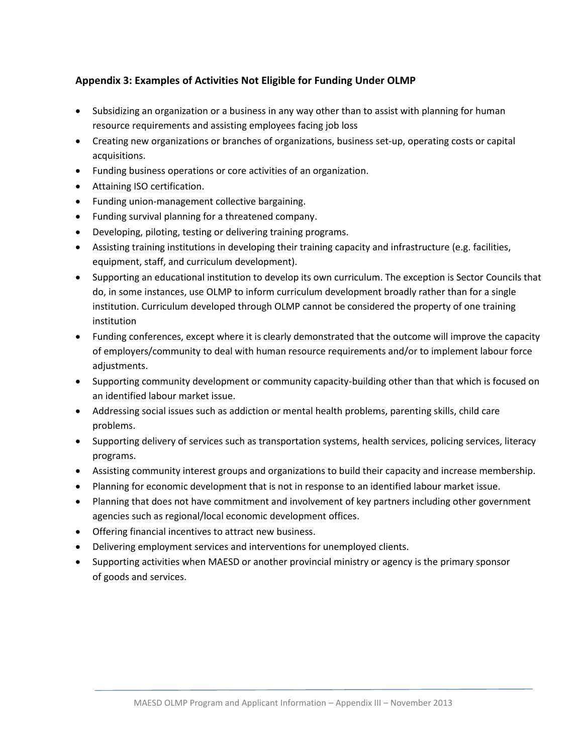### Appendix 3: Examples of Activities Not Eligible for Funding Under OLMP

- Subsidizing an organization or a business in any way other than to assist with planning for human resource requirements and assisting employees facing job loss
- Creating new organizations or branches of organizations, business set-up, operating costs or capital acquisitions.
- Funding business operations or core activities of an organization.
- Attaining ISO certification.
- Funding union-management collective bargaining.
- Funding survival planning for a threatened company.
- Developing, piloting, testing or delivering training programs.
- Assisting training institutions in developing their training capacity and infrastructure (e.g. facilities, equipment, staff, and curriculum development).
- Supporting an educational institution to develop its own curriculum. The exception is Sector Councils that do, in some instances, use OLMP to inform curriculum development broadly rather than for a single institution. Curriculum developed through OLMP cannot be considered the property of one training institution
- Funding conferences, except where it is clearly demonstrated that the outcome will improve the capacity of employers/community to deal with human resource requirements and/or to implement labour force adjustments.
- Supporting community development or community capacity-building other than that which is focused on an identified labour market issue.
- Addressing social issues such as addiction or mental health problems, parenting skills, child care problems.
- Supporting delivery of services such as transportation systems, health services, policing services, literacy programs.
- Assisting community interest groups and organizations to build their capacity and increase membership.
- Planning for economic development that is not in response to an identified labour market issue.
- Planning that does not have commitment and involvement of key partners including other government agencies such as regional/local economic development offices.
- Offering financial incentives to attract new business.
- Delivering employment services and interventions for unemployed clients.
- Supporting activities when MAESD or another provincial ministry or agency is the primary sponsor of goods and services.